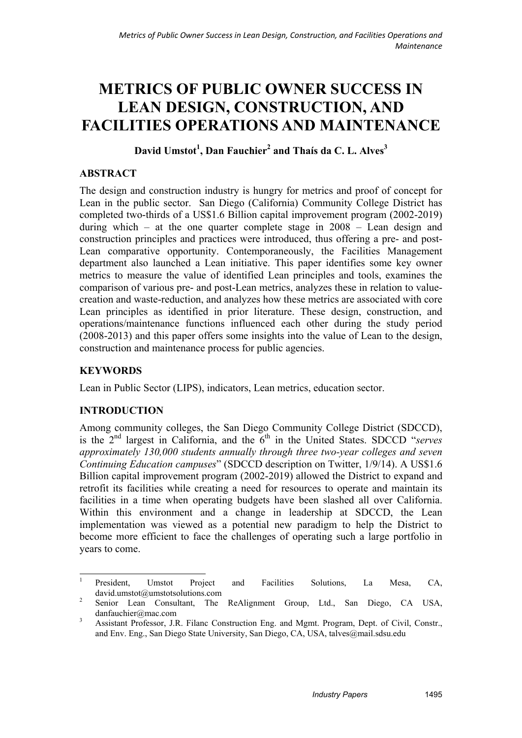# METRICS OF PUBLIC OWNER SUCCESS IN LEAN DESIGN, CONSTRUCTION, AND FACILITIES OPERATIONS AND MAINTENANCE

**David Umstot[1], Dan Fauchier[2] and Thaís da C. L. Alves[3]**

## ABSTRACT

The design and construction industry is hungry for metrics and proof of concept for Lean in the public sector. San Diego (California) Community College District has completed two-thirds of a US$1.6 Billion capital improvement program (2002-2019) during which – at the one quarter complete stage in 2008 – Lean design and construction principles and practices were introduced, thus offering a pre- and post-Lean comparative opportunity. Contemporaneously, the Facilities Management department also launched a Lean initiative. This paper identifies some key owner metrics to measure the value of identified Lean principles and tools, examines the comparison of various pre- and post-Lean metrics, analyzes these in relation to value-creation and waste-reduction, and analyzes how these metrics are associated with core Lean principles as identified in prior literature. These design, construction, and operations/maintenance functions influenced each other during the study period (2008-2013) and this paper offers some insights into the value of Lean to the design, construction and maintenance process for public agencies.

## KEYWORDS

Lean in Public Sector (LIPS), indicators, Lean metrics, education sector.

## INTRODUCTION

Among community colleges, the San Diego Community College District (SDCCD), is the 2nd largest in California, and the 6th in the United States. SDCCD "*serves approximately 130,000 students annually through three two-year colleges and seven Continuing Education campuses*" (SDCCD description on Twitter, 1/9/14). A US$1.6 Billion capital improvement program (2002-2019) allowed the District to expand and retrofit its facilities while creating a need for resources to operate and maintain its facilities in a time when operating budgets have been slashed all over California. Within this environment and a change in leadership at SDCCD, the Lean implementation was viewed as a potential new paradigm to help the District to become more efficient to face the challenges of operating such a large portfolio in years to come.

---

[1] President, Umstot Project and Facilities Solutions, La Mesa, CA, david.umstot@umstotsolutions.com

[2] Senior Lean Consultant, The ReAlignment Group, Ltd., San Diego, CA USA, danfauchier@mac.com

[3] Assistant Professor, J.R. Filanc Construction Eng. and Mgmt. Program, Dept. of Civil, Constr., and Env. Eng., San Diego State University, San Diego, CA, USA, talves@mail.sdsu.edu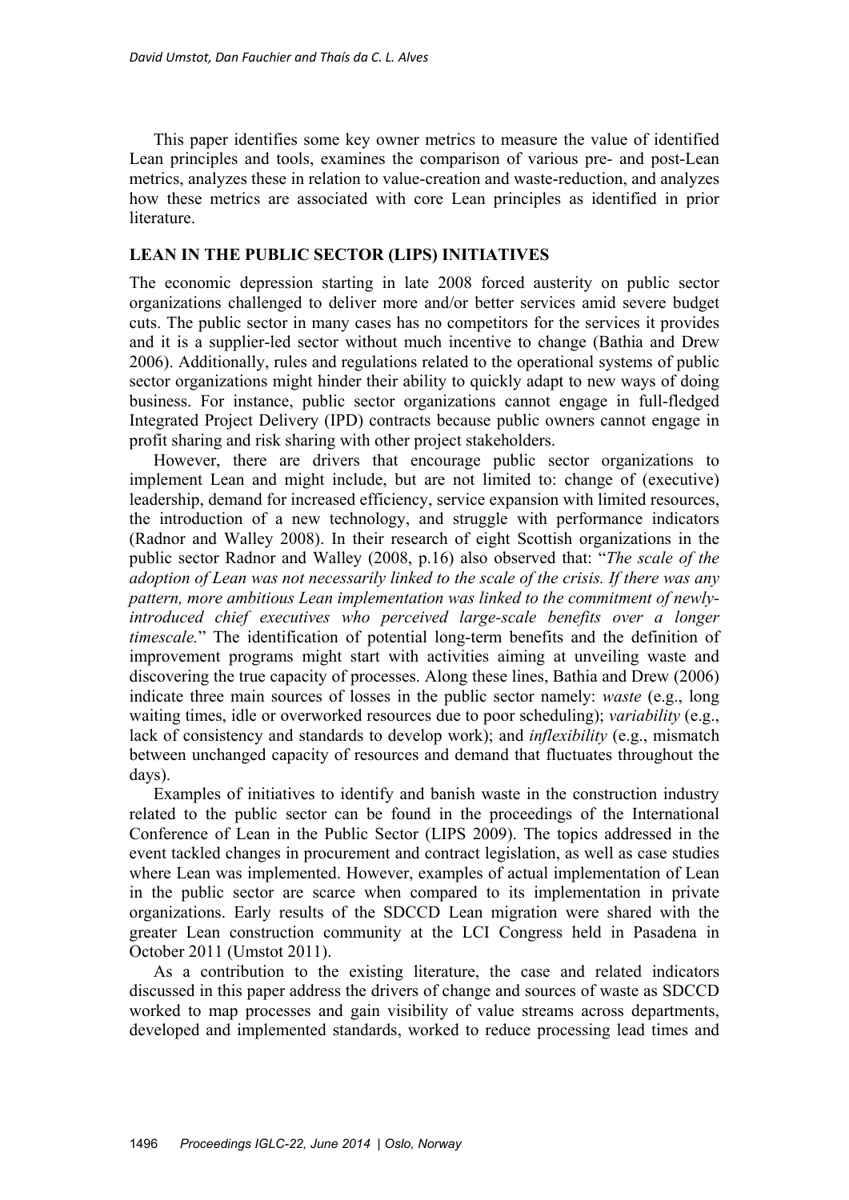This paper identifies some key owner metrics to measure the value of identified Lean principles and tools, examines the comparison of various pre- and post-Lean metrics, analyzes these in relation to value-creation and waste-reduction, and analyzes how these metrics are associated with core Lean principles as identified in prior literature.

## LEAN IN THE PUBLIC SECTOR (LIPS) INITIATIVES

The economic depression starting in late 2008 forced austerity on public sector organizations challenged to deliver more and/or better services amid severe budget cuts. The public sector in many cases has no competitors for the services it provides and it is a supplier-led sector without much incentive to change (Bathia and Drew 2006). Additionally, rules and regulations related to the operational systems of public sector organizations might hinder their ability to quickly adapt to new ways of doing business. For instance, public sector organizations cannot engage in full-fledged Integrated Project Delivery (IPD) contracts because public owners cannot engage in profit sharing and risk sharing with other project stakeholders.

However, there are drivers that encourage public sector organizations to implement Lean and might include, but are not limited to: change of (executive) leadership, demand for increased efficiency, service expansion with limited resources, the introduction of a new technology, and struggle with performance indicators (Radnor and Walley 2008). In their research of eight Scottish organizations in the public sector Radnor and Walley (2008, p.16) also observed that: "*The scale of the adoption of Lean was not necessarily linked to the scale of the crisis. If there was any pattern, more ambitious Lean implementation was linked to the commitment of newly-introduced chief executives who perceived large-scale benefits over a longer timescale.*" The identification of potential long-term benefits and the definition of improvement programs might start with activities aiming at unveiling waste and discovering the true capacity of processes. Along these lines, Bathia and Drew (2006) indicate three main sources of losses in the public sector namely: *waste* (e.g., long waiting times, idle or overworked resources due to poor scheduling); *variability* (e.g., lack of consistency and standards to develop work); and *inflexibility* (e.g., mismatch between unchanged capacity of resources and demand that fluctuates throughout the days).

Examples of initiatives to identify and banish waste in the construction industry related to the public sector can be found in the proceedings of the International Conference of Lean in the Public Sector (LIPS 2009). The topics addressed in the event tackled changes in procurement and contract legislation, as well as case studies where Lean was implemented. However, examples of actual implementation of Lean in the public sector are scarce when compared to its implementation in private organizations. Early results of the SDCCD Lean migration were shared with the greater Lean construction community at the LCI Congress held in Pasadena in October 2011 (Umstot 2011).

As a contribution to the existing literature, the case and related indicators discussed in this paper address the drivers of change and sources of waste as SDCCD worked to map processes and gain visibility of value streams across departments, developed and implemented standards, worked to reduce processing lead times and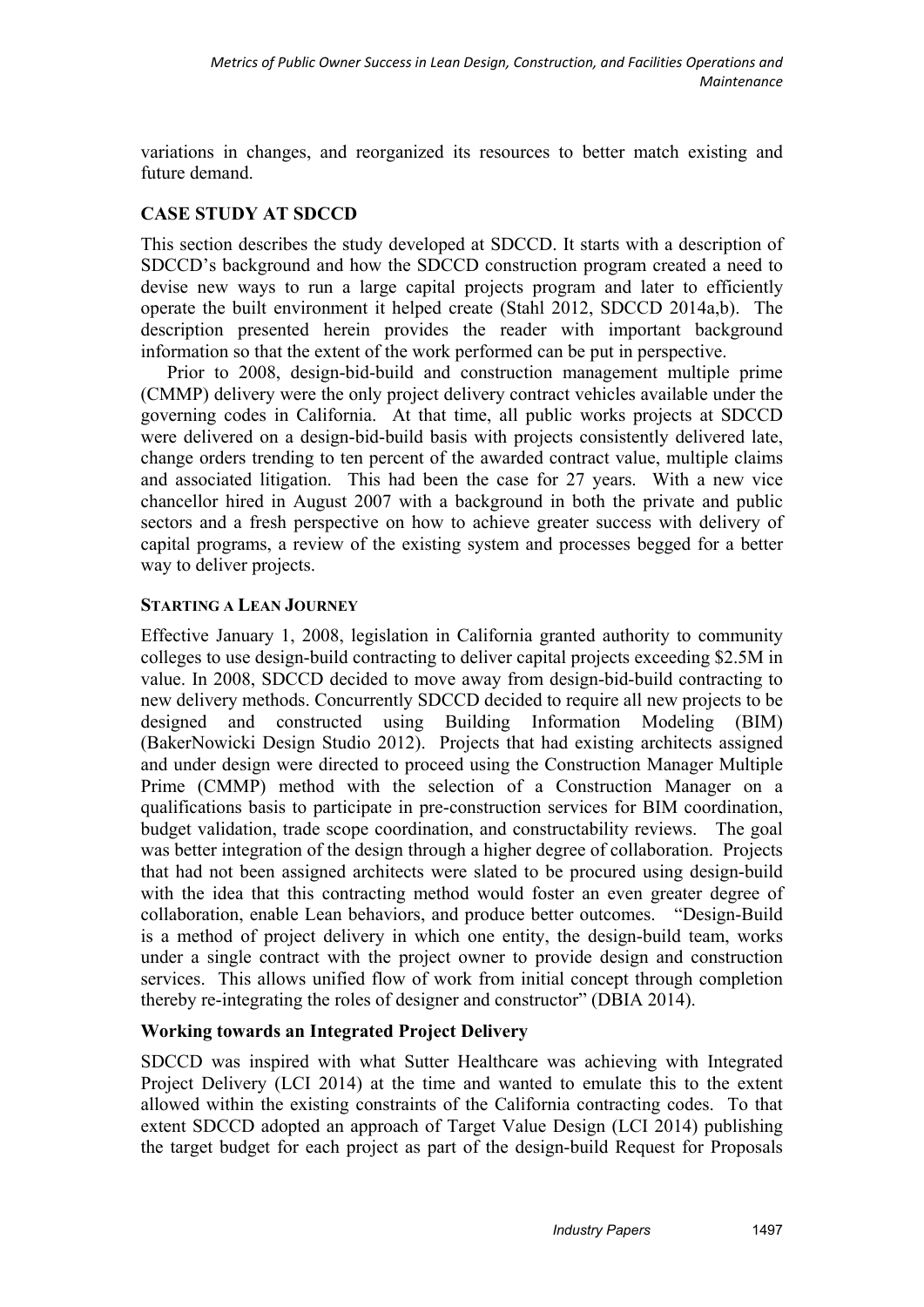variations in changes, and reorganized its resources to better match existing and future demand.

## CASE STUDY AT SDCCD

This section describes the study developed at SDCCD. It starts with a description of SDCCD's background and how the SDCCD construction program created a need to devise new ways to run a large capital projects program and later to efficiently operate the built environment it helped create (Stahl 2012, SDCCD 2014a,b). The description presented herein provides the reader with important background information so that the extent of the work performed can be put in perspective.

Prior to 2008, design-bid-build and construction management multiple prime (CMMP) delivery were the only project delivery contract vehicles available under the governing codes in California. At that time, all public works projects at SDCCD were delivered on a design-bid-build basis with projects consistently delivered late, change orders trending to ten percent of the awarded contract value, multiple claims and associated litigation. This had been the case for 27 years. With a new vice chancellor hired in August 2007 with a background in both the private and public sectors and a fresh perspective on how to achieve greater success with delivery of capital programs, a review of the existing system and processes begged for a better way to deliver projects.

### STARTING A LEAN JOURNEY

Effective January 1, 2008, legislation in California granted authority to community colleges to use design-build contracting to deliver capital projects exceeding $2.5M in value. In 2008, SDCCD decided to move away from design-bid-build contracting to new delivery methods. Concurrently SDCCD decided to require all new projects to be designed and constructed using Building Information Modeling (BIM) (BakerNowicki Design Studio 2012). Projects that had existing architects assigned and under design were directed to proceed using the Construction Manager Multiple Prime (CMMP) method with the selection of a Construction Manager on a qualifications basis to participate in pre-construction services for BIM coordination, budget validation, trade scope coordination, and constructability reviews. The goal was better integration of the design through a higher degree of collaboration. Projects that had not been assigned architects were slated to be procured using design-build with the idea that this contracting method would foster an even greater degree of collaboration, enable Lean behaviors, and produce better outcomes. "Design-Build is a method of project delivery in which one entity, the design-build team, works under a single contract with the project owner to provide design and construction services. This allows unified flow of work from initial concept through completion thereby re-integrating the roles of designer and constructor" (DBIA 2014).

### Working towards an Integrated Project Delivery

SDCCD was inspired with what Sutter Healthcare was achieving with Integrated Project Delivery (LCI 2014) at the time and wanted to emulate this to the extent allowed within the existing constraints of the California contracting codes. To that extent SDCCD adopted an approach of Target Value Design (LCI 2014) publishing the target budget for each project as part of the design-build Request for Proposals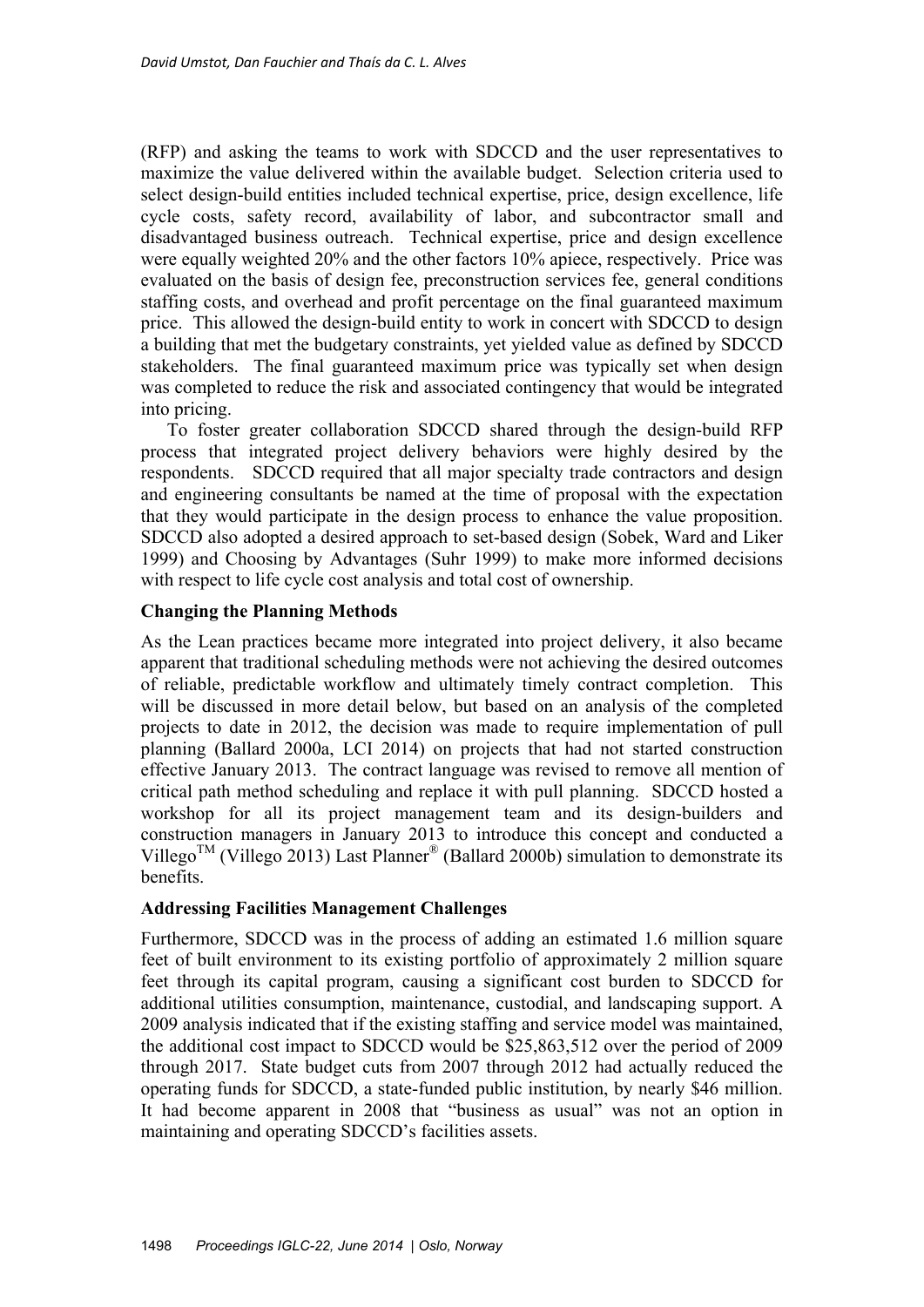(RFP) and asking the teams to work with SDCCD and the user representatives to maximize the value delivered within the available budget. Selection criteria used to select design-build entities included technical expertise, price, design excellence, life cycle costs, safety record, availability of labor, and subcontractor small and disadvantaged business outreach. Technical expertise, price and design excellence were equally weighted 20% and the other factors 10% apiece, respectively. Price was evaluated on the basis of design fee, preconstruction services fee, general conditions staffing costs, and overhead and profit percentage on the final guaranteed maximum price. This allowed the design-build entity to work in concert with SDCCD to design a building that met the budgetary constraints, yet yielded value as defined by SDCCD stakeholders. The final guaranteed maximum price was typically set when design was completed to reduce the risk and associated contingency that would be integrated into pricing.

To foster greater collaboration SDCCD shared through the design-build RFP process that integrated project delivery behaviors were highly desired by the respondents. SDCCD required that all major specialty trade contractors and design and engineering consultants be named at the time of proposal with the expectation that they would participate in the design process to enhance the value proposition. SDCCD also adopted a desired approach to set-based design (Sobek, Ward and Liker 1999) and Choosing by Advantages (Suhr 1999) to make more informed decisions with respect to life cycle cost analysis and total cost of ownership.

### Changing the Planning Methods

As the Lean practices became more integrated into project delivery, it also became apparent that traditional scheduling methods were not achieving the desired outcomes of reliable, predictable workflow and ultimately timely contract completion. This will be discussed in more detail below, but based on an analysis of the completed projects to date in 2012, the decision was made to require implementation of pull planning (Ballard 2000a, LCI 2014) on projects that had not started construction effective January 2013. The contract language was revised to remove all mention of critical path method scheduling and replace it with pull planning. SDCCD hosted a workshop for all its project management team and its design-builders and construction managers in January 2013 to introduce this concept and conducted a Villego™ (Villego 2013) Last Planner® (Ballard 2000b) simulation to demonstrate its benefits.

### Addressing Facilities Management Challenges

Furthermore, SDCCD was in the process of adding an estimated 1.6 million square feet of built environment to its existing portfolio of approximately 2 million square feet through its capital program, causing a significant cost burden to SDCCD for additional utilities consumption, maintenance, custodial, and landscaping support. A 2009 analysis indicated that if the existing staffing and service model was maintained, the additional cost impact to SDCCD would be $25,863,512 over the period of 2009 through 2017. State budget cuts from 2007 through 2012 had actually reduced the operating funds for SDCCD, a state-funded public institution, by nearly $46 million. It had become apparent in 2008 that "business as usual" was not an option in maintaining and operating SDCCD's facilities assets.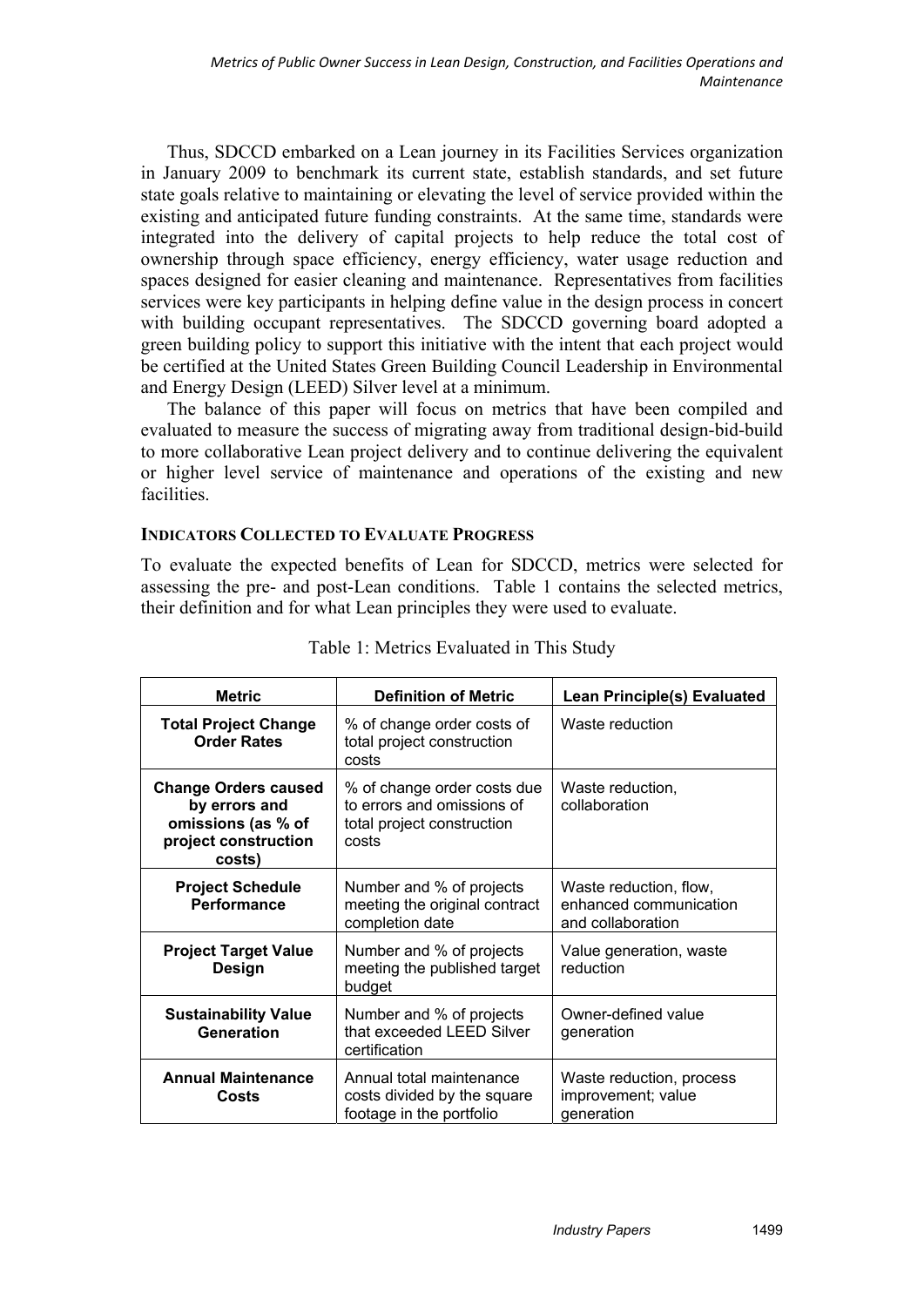Thus, SDCCD embarked on a Lean journey in its Facilities Services organization in January 2009 to benchmark its current state, establish standards, and set future state goals relative to maintaining or elevating the level of service provided within the existing and anticipated future funding constraints. At the same time, standards were integrated into the delivery of capital projects to help reduce the total cost of ownership through space efficiency, energy efficiency, water usage reduction and spaces designed for easier cleaning and maintenance. Representatives from facilities services were key participants in helping define value in the design process in concert with building occupant representatives. The SDCCD governing board adopted a green building policy to support this initiative with the intent that each project would be certified at the United States Green Building Council Leadership in Environmental and Energy Design (LEED) Silver level at a minimum.

The balance of this paper will focus on metrics that have been compiled and evaluated to measure the success of migrating away from traditional design-bid-build to more collaborative Lean project delivery and to continue delivering the equivalent or higher level service of maintenance and operations of the existing and new facilities.

## INDICATORS COLLECTED TO EVALUATE PROGRESS

To evaluate the expected benefits of Lean for SDCCD, metrics were selected for assessing the pre- and post-Lean conditions. Table 1 contains the selected metrics, their definition and for what Lean principles they were used to evaluate.

Table 1: Metrics Evaluated in This Study

| Metric | Definition of Metric | Lean Principle(s) Evaluated |
|---|---|---|
| **Total Project Change Order Rates** | % of change order costs of total project construction costs | Waste reduction |
| **Change Orders caused by errors and omissions (as % of project construction costs)** | % of change order costs due to errors and omissions of total project construction costs | Waste reduction, collaboration |
| **Project Schedule Performance** | Number and % of projects meeting the original contract completion date | Waste reduction, flow, enhanced communication and collaboration |
| **Project Target Value Design** | Number and % of projects meeting the published target budget | Value generation, waste reduction |
| **Sustainability Value Generation** | Number and % of projects that exceeded LEED Silver certification | Owner-defined value generation |
| **Annual Maintenance Costs** | Annual total maintenance costs divided by the square footage in the portfolio | Waste reduction, process improvement; value generation |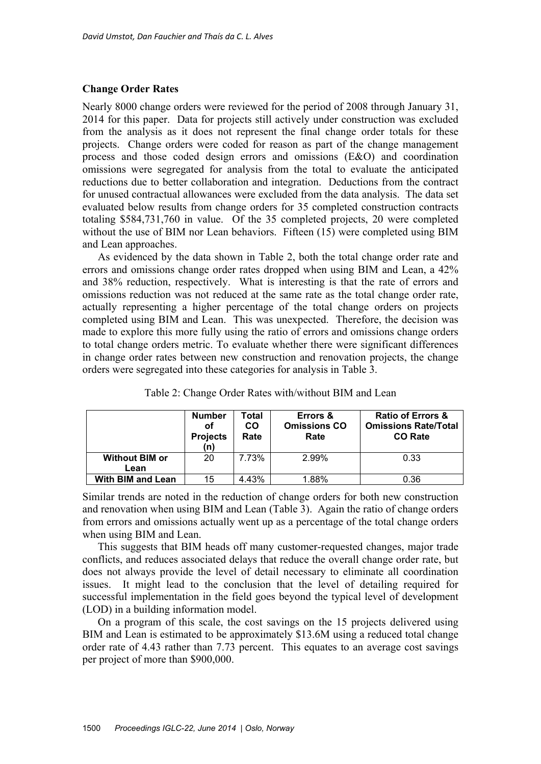## Change Order Rates

Nearly 8000 change orders were reviewed for the period of 2008 through January 31, 2014 for this paper. Data for projects still actively under construction was excluded from the analysis as it does not represent the final change order totals for these projects. Change orders were coded for reason as part of the change management process and those coded design errors and omissions (E&O) and coordination omissions were segregated for analysis from the total to evaluate the anticipated reductions due to better collaboration and integration. Deductions from the contract for unused contractual allowances were excluded from the data analysis. The data set evaluated below results from change orders for 35 completed construction contracts totaling $584,731,760 in value. Of the 35 completed projects, 20 were completed without the use of BIM nor Lean behaviors. Fifteen (15) were completed using BIM and Lean approaches.

As evidenced by the data shown in Table 2, both the total change order rate and errors and omissions change order rates dropped when using BIM and Lean, a 42% and 38% reduction, respectively. What is interesting is that the rate of errors and omissions reduction was not reduced at the same rate as the total change order rate, actually representing a higher percentage of the total change orders on projects completed using BIM and Lean. This was unexpected. Therefore, the decision was made to explore this more fully using the ratio of errors and omissions change orders to total change orders metric. To evaluate whether there were significant differences in change order rates between new construction and renovation projects, the change orders were segregated into these categories for analysis in Table 3.

Table 2: Change Order Rates with/without BIM and Lean

| | Number of Projects (n) | Total CO Rate | Errors & Omissions CO Rate | Ratio of Errors & Omissions Rate/Total CO Rate |
|---|---|---|---|---|
| **Without BIM or Lean** | 20 | 7.73% | 2.99% | 0.33 |
| **With BIM and Lean** | 15 | 4.43% | 1.88% | 0.36 |

Similar trends are noted in the reduction of change orders for both new construction and renovation when using BIM and Lean (Table 3). Again the ratio of change orders from errors and omissions actually went up as a percentage of the total change orders when using BIM and Lean.

This suggests that BIM heads off many customer-requested changes, major trade conflicts, and reduces associated delays that reduce the overall change order rate, but does not always provide the level of detail necessary to eliminate all coordination issues. It might lead to the conclusion that the level of detailing required for successful implementation in the field goes beyond the typical level of development (LOD) in a building information model.

On a program of this scale, the cost savings on the 15 projects delivered using BIM and Lean is estimated to be approximately $13.6M using a reduced total change order rate of 4.43 rather than 7.73 percent. This equates to an average cost savings per project of more than $900,000.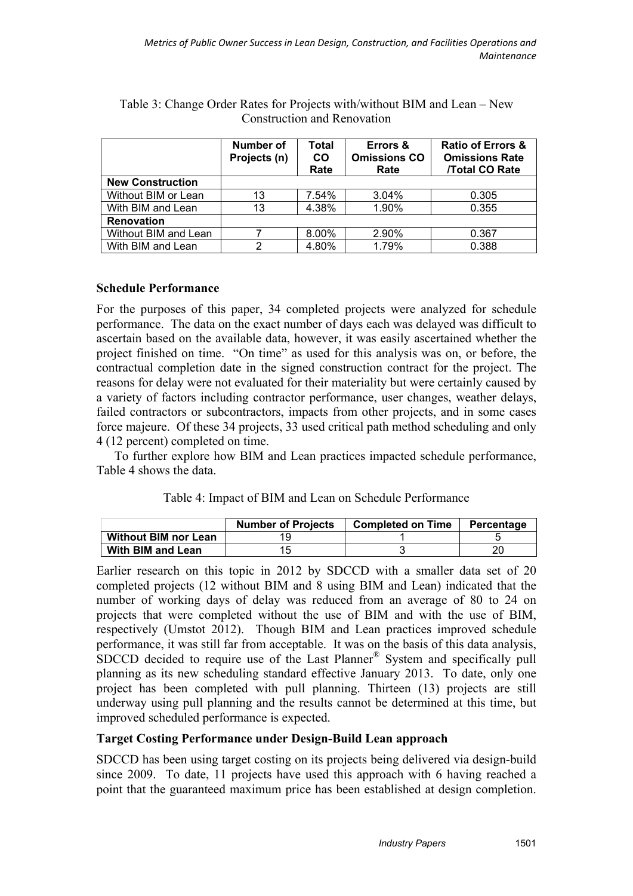Table 3: Change Order Rates for Projects with/without BIM and Lean – New Construction and Renovation

| | Number of Projects (n) | Total CO Rate | Errors & Omissions CO Rate | Ratio of Errors & Omissions Rate /Total CO Rate |
|---|---|---|---|---|
| **New Construction** | | | | |
| Without BIM or Lean | 13 | 7.54% | 3.04% | 0.305 |
| With BIM and Lean | 13 | 4.38% | 1.90% | 0.355 |
| **Renovation** | | | | |
| Without BIM and Lean | 7 | 8.00% | 2.90% | 0.367 |
| With BIM and Lean | 2 | 4.80% | 1.79% | 0.388 |

**Schedule Performance**

For the purposes of this paper, 34 completed projects were analyzed for schedule performance. The data on the exact number of days each was delayed was difficult to ascertain based on the available data, however, it was easily ascertained whether the project finished on time. "On time" as used for this analysis was on, or before, the contractual completion date in the signed construction contract for the project. The reasons for delay were not evaluated for their materiality but were certainly caused by a variety of factors including contractor performance, user changes, weather delays, failed contractors or subcontractors, impacts from other projects, and in some cases force majeure. Of these 34 projects, 33 used critical path method scheduling and only 4 (12 percent) completed on time.

To further explore how BIM and Lean practices impacted schedule performance, Table 4 shows the data.

Table 4: Impact of BIM and Lean on Schedule Performance

| | Number of Projects | Completed on Time | Percentage |
|---|---|---|---|
| **Without BIM nor Lean** | 19 | 1 | 5 |
| **With BIM and Lean** | 15 | 3 | 20 |

Earlier research on this topic in 2012 by SDCCD with a smaller data set of 20 completed projects (12 without BIM and 8 using BIM and Lean) indicated that the number of working days of delay was reduced from an average of 80 to 24 on projects that were completed without the use of BIM and with the use of BIM, respectively (Umstot 2012). Though BIM and Lean practices improved schedule performance, it was still far from acceptable. It was on the basis of this data analysis, SDCCD decided to require use of the Last Planner® System and specifically pull planning as its new scheduling standard effective January 2013. To date, only one project has been completed with pull planning. Thirteen (13) projects are still underway using pull planning and the results cannot be determined at this time, but improved scheduled performance is expected.

**Target Costing Performance under Design-Build Lean approach**

SDCCD has been using target costing on its projects being delivered via design-build since 2009. To date, 11 projects have used this approach with 6 having reached a point that the guaranteed maximum price has been established at design completion.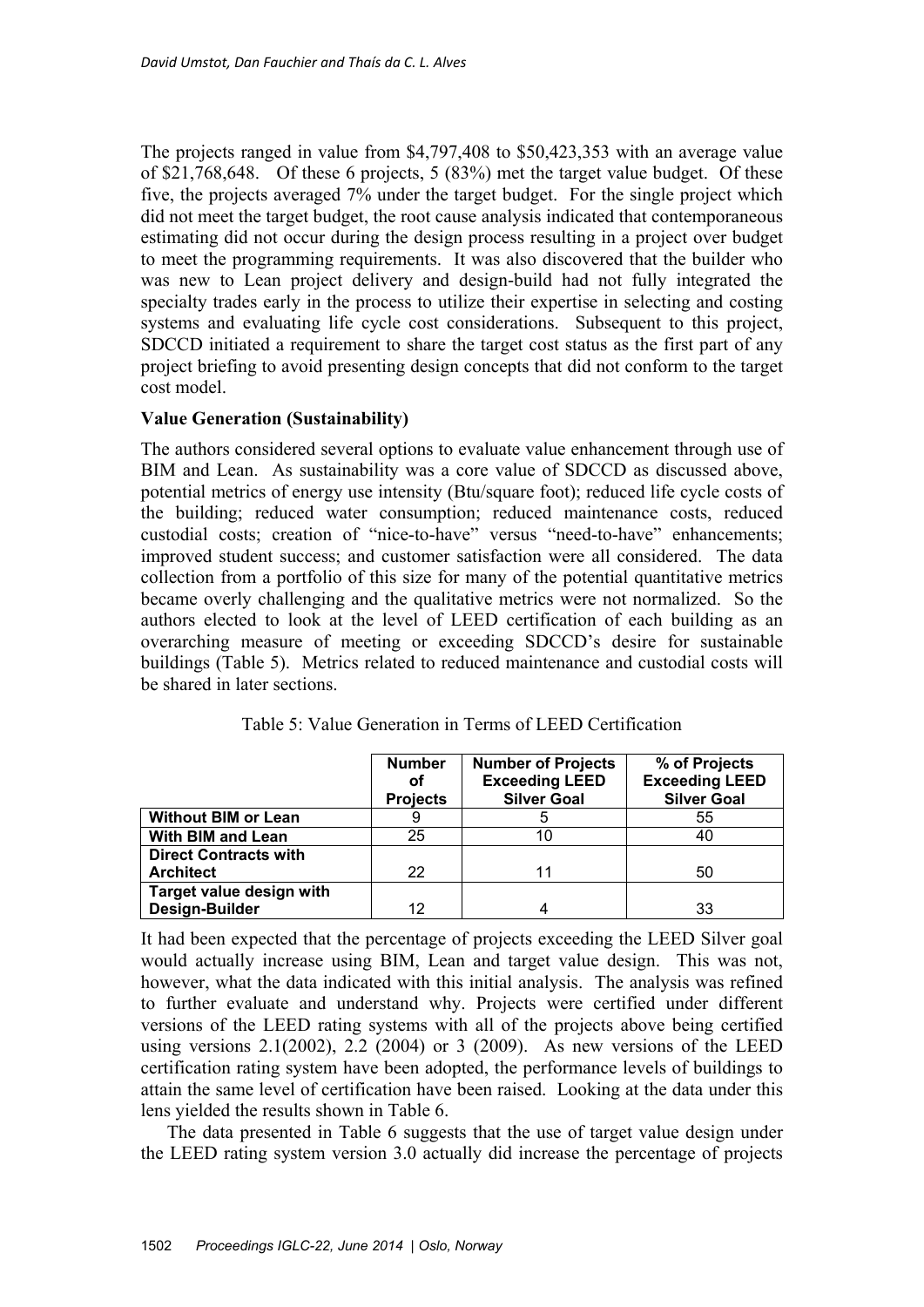The projects ranged in value from $4,797,408 to $50,423,353 with an average value of $21,768,648. Of these 6 projects, 5 (83%) met the target value budget. Of these five, the projects averaged 7% under the target budget. For the single project which did not meet the target budget, the root cause analysis indicated that contemporaneous estimating did not occur during the design process resulting in a project over budget to meet the programming requirements. It was also discovered that the builder who was new to Lean project delivery and design-build had not fully integrated the specialty trades early in the process to utilize their expertise in selecting and costing systems and evaluating life cycle cost considerations. Subsequent to this project, SDCCD initiated a requirement to share the target cost status as the first part of any project briefing to avoid presenting design concepts that did not conform to the target cost model.

**Value Generation (Sustainability)**

The authors considered several options to evaluate value enhancement through use of BIM and Lean. As sustainability was a core value of SDCCD as discussed above, potential metrics of energy use intensity (Btu/square foot); reduced life cycle costs of the building; reduced water consumption; reduced maintenance costs, reduced custodial costs; creation of "nice-to-have" versus "need-to-have" enhancements; improved student success; and customer satisfaction were all considered. The data collection from a portfolio of this size for many of the potential quantitative metrics became overly challenging and the qualitative metrics were not normalized. So the authors elected to look at the level of LEED certification of each building as an overarching measure of meeting or exceeding SDCCD's desire for sustainable buildings (Table 5). Metrics related to reduced maintenance and custodial costs will be shared in later sections.

Table 5: Value Generation in Terms of LEED Certification

| | Number of Projects | Number of Projects Exceeding LEED Silver Goal | % of Projects Exceeding LEED Silver Goal |
|---|---|---|---|
| **Without BIM or Lean** | 9 | 5 | 55 |
| **With BIM and Lean** | 25 | 10 | 40 |
| **Direct Contracts with Architect** | 22 | 11 | 50 |
| **Target value design with Design-Builder** | 12 | 4 | 33 |

It had been expected that the percentage of projects exceeding the LEED Silver goal would actually increase using BIM, Lean and target value design. This was not, however, what the data indicated with this initial analysis. The analysis was refined to further evaluate and understand why. Projects were certified under different versions of the LEED rating systems with all of the projects above being certified using versions 2.1(2002), 2.2 (2004) or 3 (2009). As new versions of the LEED certification rating system have been adopted, the performance levels of buildings to attain the same level of certification have been raised. Looking at the data under this lens yielded the results shown in Table 6.

The data presented in Table 6 suggests that the use of target value design under the LEED rating system version 3.0 actually did increase the percentage of projects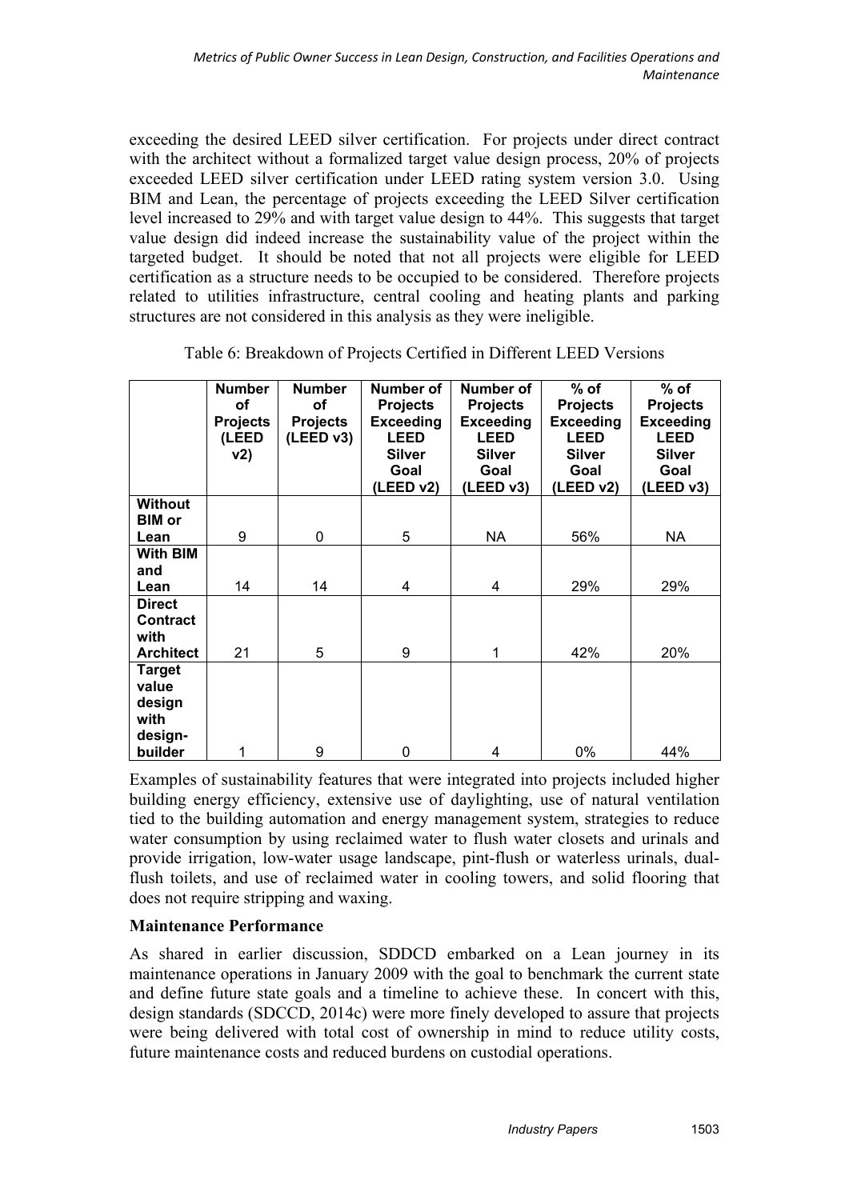exceeding the desired LEED silver certification. For projects under direct contract with the architect without a formalized target value design process, 20% of projects exceeded LEED silver certification under LEED rating system version 3.0. Using BIM and Lean, the percentage of projects exceeding the LEED Silver certification level increased to 29% and with target value design to 44%. This suggests that target value design did indeed increase the sustainability value of the project within the targeted budget. It should be noted that not all projects were eligible for LEED certification as a structure needs to be occupied to be considered. Therefore projects related to utilities infrastructure, central cooling and heating plants and parking structures are not considered in this analysis as they were ineligible.

Table 6: Breakdown of Projects Certified in Different LEED Versions

| | Number of Projects (LEED v2) | Number of Projects (LEED v3) | Number of Projects Exceeding LEED Silver Goal (LEED v2) | Number of Projects Exceeding LEED Silver Goal (LEED v3) | % of Projects Exceeding LEED Silver Goal (LEED v2) | % of Projects Exceeding LEED Silver Goal (LEED v3) |
|---|---|---|---|---|---|---|
| **Without BIM or Lean** | 9 | 0 | 5 | NA | 56% | NA |
| **With BIM and Lean** | 14 | 14 | 4 | 4 | 29% | 29% |
| **Direct Contract with Architect** | 21 | 5 | 9 | 1 | 42% | 20% |
| **Target value design with design-builder** | 1 | 9 | 0 | 4 | 0% | 44% |

Examples of sustainability features that were integrated into projects included higher building energy efficiency, extensive use of daylighting, use of natural ventilation tied to the building automation and energy management system, strategies to reduce water consumption by using reclaimed water to flush water closets and urinals and provide irrigation, low-water usage landscape, pint-flush or waterless urinals, dual-flush toilets, and use of reclaimed water in cooling towers, and solid flooring that does not require stripping and waxing.

**Maintenance Performance**

As shared in earlier discussion, SDDCD embarked on a Lean journey in its maintenance operations in January 2009 with the goal to benchmark the current state and define future state goals and a timeline to achieve these. In concert with this, design standards (SDCCD, 2014c) were more finely developed to assure that projects were being delivered with total cost of ownership in mind to reduce utility costs, future maintenance costs and reduced burdens on custodial operations.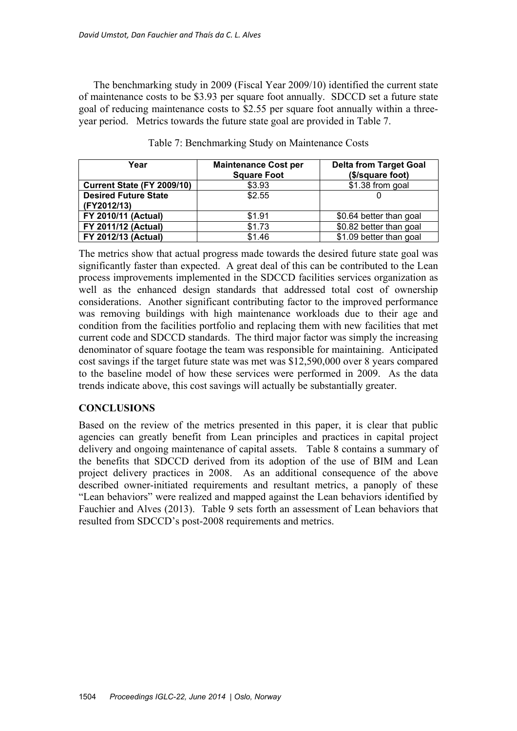The benchmarking study in 2009 (Fiscal Year 2009/10) identified the current state of maintenance costs to be $3.93 per square foot annually. SDCCD set a future state goal of reducing maintenance costs to $2.55 per square foot annually within a three-year period. Metrics towards the future state goal are provided in Table 7.

Table 7: Benchmarking Study on Maintenance Costs

| Year | Maintenance Cost per Square Foot | Delta from Target Goal ($/square foot) |
|---|---|---|
| **Current State (FY 2009/10)** | $3.93 | $1.38 from goal |
| **Desired Future State (FY2012/13)** | $2.55 | 0 |
| **FY 2010/11 (Actual)** | $1.91 | $0.64 better than goal |
| **FY 2011/12 (Actual)** | $1.73 | $0.82 better than goal |
| **FY 2012/13 (Actual)** | $1.46 | $1.09 better than goal |

The metrics show that actual progress made towards the desired future state goal was significantly faster than expected. A great deal of this can be contributed to the Lean process improvements implemented in the SDCCD facilities services organization as well as the enhanced design standards that addressed total cost of ownership considerations. Another significant contributing factor to the improved performance was removing buildings with high maintenance workloads due to their age and condition from the facilities portfolio and replacing them with new facilities that met current code and SDCCD standards. The third major factor was simply the increasing denominator of square footage the team was responsible for maintaining. Anticipated cost savings if the target future state was met was $12,590,000 over 8 years compared to the baseline model of how these services were performed in 2009. As the data trends indicate above, this cost savings will actually be substantially greater.

## CONCLUSIONS

Based on the review of the metrics presented in this paper, it is clear that public agencies can greatly benefit from Lean principles and practices in capital project delivery and ongoing maintenance of capital assets. Table 8 contains a summary of the benefits that SDCCD derived from its adoption of the use of BIM and Lean project delivery practices in 2008. As an additional consequence of the above described owner-initiated requirements and resultant metrics, a panoply of these "Lean behaviors" were realized and mapped against the Lean behaviors identified by Fauchier and Alves (2013). Table 9 sets forth an assessment of Lean behaviors that resulted from SDCCD's post-2008 requirements and metrics.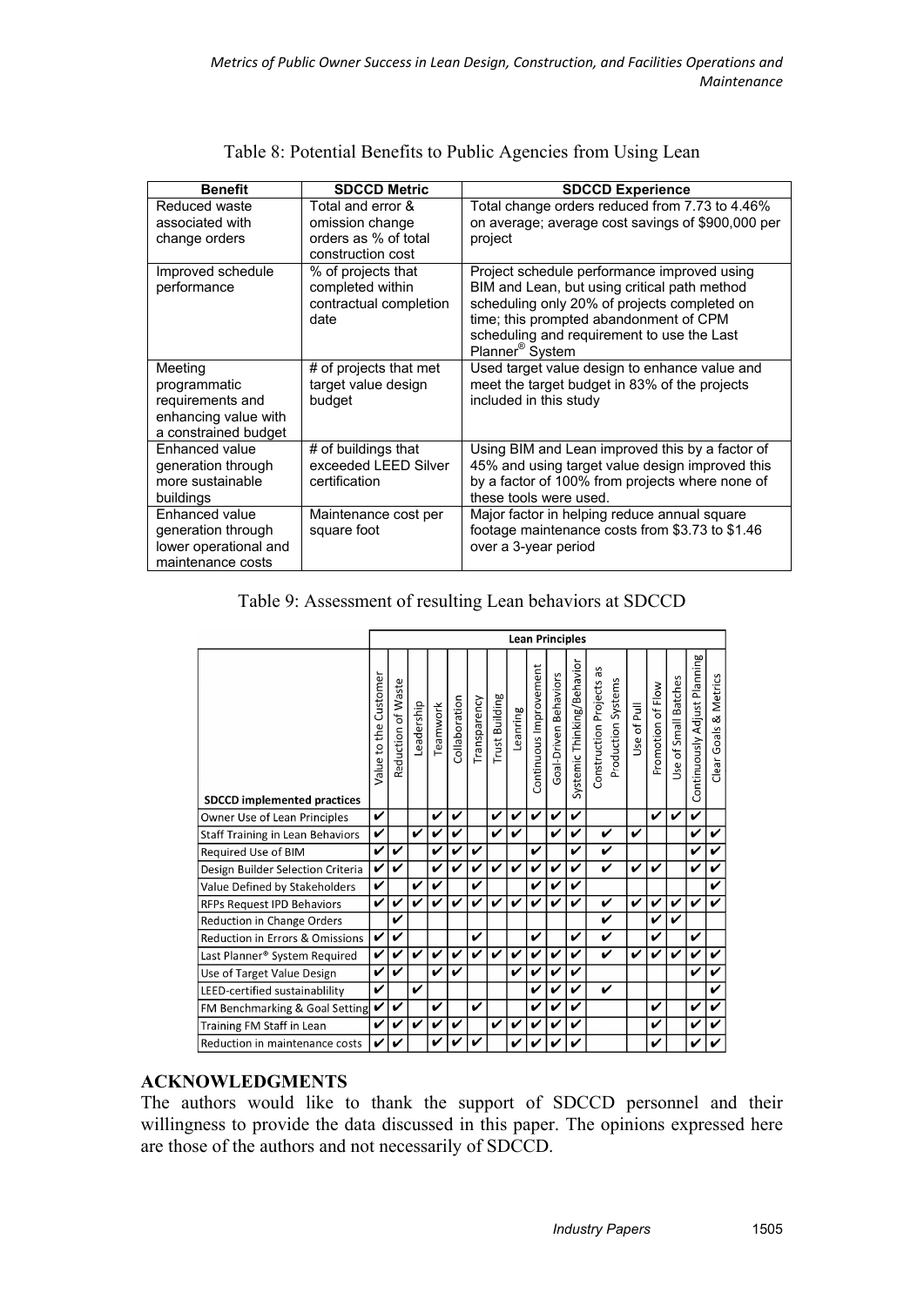Table 8: Potential Benefits to Public Agencies from Using Lean

| Benefit | SDCCD Metric | SDCCD Experience |
|---|---|---|
| Reduced waste associated with change orders | Total and error & omission change orders as % of total construction cost | Total change orders reduced from 7.73 to 4.46% on average; average cost savings of $900,000 per project |
| Improved schedule performance | % of projects that completed within contractual completion date | Project schedule performance improved using BIM and Lean, but using critical path method scheduling only 20% of projects completed on time; this prompted abandonment of CPM scheduling and requirement to use the Last Planner® System |
| Meeting programmatic requirements and enhancing value with a constrained budget | # of projects that met target value design budget | Used target value design to enhance value and meet the target budget in 83% of the projects included in this study |
| Enhanced value generation through more sustainable buildings | # of buildings that exceeded LEED Silver certification | Using BIM and Lean improved this by a factor of 45% and using target value design improved this by a factor of 100% from projects where none of these tools were used. |
| Enhanced value generation through lower operational and maintenance costs | Maintenance cost per square foot | Major factor in helping reduce annual square footage maintenance costs from $3.73 to $1.46 over a 3-year period |

Table 9: Assessment of resulting Lean behaviors at SDCCD

| | Lean Principles | | | | | | | | | | | | | | | | |
|---|---|---|---|---|---|---|---|---|---|---|---|---|---|---|---|---|---|
| SDCCD implemented practices | Value to the Customer | Reduction of Waste | Leadership | Teamwork | Collaboration | Transparency | Trust Building | Leanring | Continuous Improvement | Goal-Driven Behaviors | Systemic Thinking/Behavior | Construction Projects as Production Systems | Use of Pull | Promotion of Flow | Use of Small Batches | Continuously Adjust Planning | Clear Goals & Metrics |
| Owner Use of Lean Principles | ✔ | | | ✔ | ✔ | | ✔ | ✔ | ✔ | ✔ | ✔ | | | ✔ | ✔ | ✔ | |
| Staff Training in Lean Behaviors | ✔ | | ✔ | ✔ | ✔ | | ✔ | ✔ | | ✔ | ✔ | ✔ | ✔ | | | ✔ | ✔ |
| Required Use of BIM | ✔ | ✔ | | ✔ | ✔ | ✔ | | | ✔ | | ✔ | ✔ | | | | ✔ | ✔ |
| Design Builder Selection Criteria | ✔ | ✔ | | ✔ | ✔ | ✔ | ✔ | ✔ | ✔ | ✔ | ✔ | ✔ | ✔ | ✔ | | ✔ | ✔ |
| Value Defined by Stakeholders | ✔ | | ✔ | ✔ | | ✔ | | | ✔ | ✔ | ✔ | | | | | | ✔ |
| RFPs Request IPD Behaviors | ✔ | ✔ | ✔ | ✔ | ✔ | ✔ | ✔ | ✔ | ✔ | ✔ | ✔ | ✔ | ✔ | ✔ | ✔ | ✔ | ✔ |
| Reduction in Change Orders | | ✔ | | | | | | | | | | ✔ | | ✔ | ✔ | | |
| Reduction in Errors & Omissions | ✔ | ✔ | | | | ✔ | | | ✔ | | ✔ | ✔ | | ✔ | | ✔ | |
| Last Planner® System Required | ✔ | ✔ | ✔ | ✔ | ✔ | ✔ | ✔ | ✔ | ✔ | ✔ | ✔ | ✔ | ✔ | ✔ | ✔ | ✔ | ✔ |
| Use of Target Value Design | ✔ | ✔ | | ✔ | ✔ | | | ✔ | ✔ | ✔ | ✔ | | | | | ✔ | ✔ |
| LEED-certified sustainablility | ✔ | | ✔ | | | | | | ✔ | ✔ | ✔ | ✔ | | | | | ✔ |
| FM Benchmarking & Goal Setting | ✔ | ✔ | | ✔ | | ✔ | | | ✔ | ✔ | ✔ | | | ✔ | | ✔ | ✔ |
| Training FM Staff in Lean | ✔ | ✔ | ✔ | ✔ | ✔ | | ✔ | ✔ | ✔ | ✔ | ✔ | | | ✔ | | ✔ | ✔ |
| Reduction in maintenance costs | ✔ | ✔ | | ✔ | ✔ | ✔ | | ✔ | ✔ | ✔ | ✔ | | | ✔ | | ✔ | ✔ |

## ACKNOWLEDGMENTS

The authors would like to thank the support of SDCCD personnel and their willingness to provide the data discussed in this paper. The opinions expressed here are those of the authors and not necessarily of SDCCD.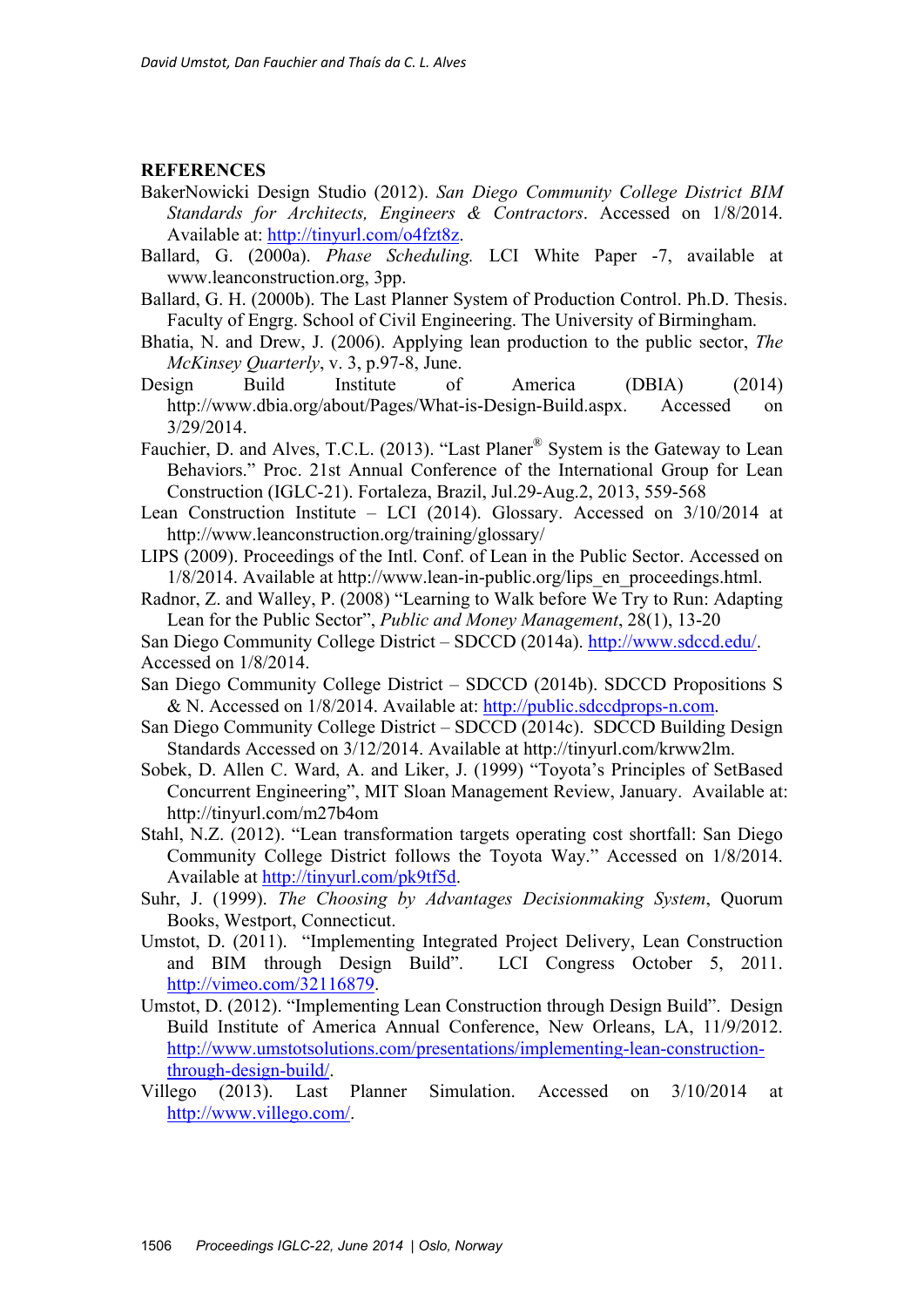## REFERENCES

BakerNowicki Design Studio (2012). *San Diego Community College District BIM Standards for Architects, Engineers & Contractors*. Accessed on 1/8/2014. Available at: http://tinyurl.com/o4fzt8z.

Ballard, G. (2000a). *Phase Scheduling.* LCI White Paper -7, available at www.leanconstruction.org, 3pp.

Ballard, G. H. (2000b). The Last Planner System of Production Control. Ph.D. Thesis. Faculty of Engrg. School of Civil Engineering. The University of Birmingham.

Bhatia, N. and Drew, J. (2006). Applying lean production to the public sector, *The McKinsey Quarterly*, v. 3, p.97-8, June.

Design Build Institute of America (DBIA) (2014) http://www.dbia.org/about/Pages/What-is-Design-Build.aspx. Accessed on 3/29/2014.

Fauchier, D. and Alves, T.C.L. (2013). "Last Planer® System is the Gateway to Lean Behaviors." Proc. 21st Annual Conference of the International Group for Lean Construction (IGLC-21). Fortaleza, Brazil, Jul.29-Aug.2, 2013, 559-568

Lean Construction Institute – LCI (2014). Glossary. Accessed on 3/10/2014 at http://www.leanconstruction.org/training/glossary/

LIPS (2009). Proceedings of the Intl. Conf. of Lean in the Public Sector. Accessed on 1/8/2014. Available at http://www.lean-in-public.org/lips_en_proceedings.html.

Radnor, Z. and Walley, P. (2008) "Learning to Walk before We Try to Run: Adapting Lean for the Public Sector", *Public and Money Management*, 28(1), 13-20

San Diego Community College District – SDCCD (2014a). http://www.sdccd.edu/. Accessed on 1/8/2014.

San Diego Community College District – SDCCD (2014b). SDCCD Propositions S & N. Accessed on 1/8/2014. Available at: http://public.sdccdprops-n.com.

San Diego Community College District – SDCCD (2014c). SDCCD Building Design Standards Accessed on 3/12/2014. Available at http://tinyurl.com/krww2lm.

Sobek, D. Allen C. Ward, A. and Liker, J. (1999) "Toyota's Principles of SetBased Concurrent Engineering", MIT Sloan Management Review, January. Available at: http://tinyurl.com/m27b4om

Stahl, N.Z. (2012). "Lean transformation targets operating cost shortfall: San Diego Community College District follows the Toyota Way." Accessed on 1/8/2014. Available at http://tinyurl.com/pk9tf5d.

Suhr, J. (1999). *The Choosing by Advantages Decisionmaking System*, Quorum Books, Westport, Connecticut.

Umstot, D. (2011). "Implementing Integrated Project Delivery, Lean Construction and BIM through Design Build". LCI Congress October 5, 2011. http://vimeo.com/32116879.

Umstot, D. (2012). "Implementing Lean Construction through Design Build". Design Build Institute of America Annual Conference, New Orleans, LA, 11/9/2012. http://www.umstotsolutions.com/presentations/implementing-lean-construction-through-design-build/.

Villego (2013). Last Planner Simulation. Accessed on 3/10/2014 at http://www.villego.com/.